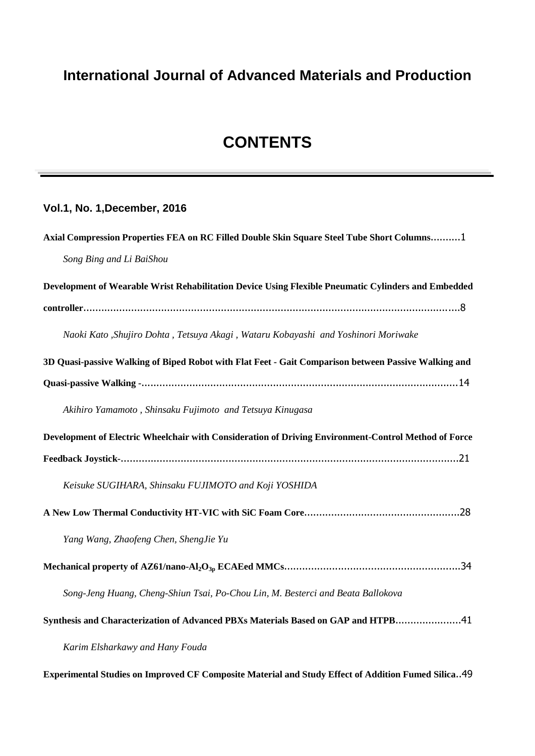# International Journal of Advanced Materials and Production

## CONTENTS

### Vol.1, No. 1,December, 2016

**Axial Compression Properties FEA on RC Filled Double Skin Square Steel Tube Short Columns**……… 1

*Song Bing and Li BaiShou*

**Development of Wearable Wrist Rehabilitation Device Using Flexible Pneumatic Cylinders and Embedded controller**……………………………………………………………………………………………….8

*Naoki Kato ,Shujiro Dohta , Tetsuya Akagi , Wataru Kobayashi and Yoshinori Moriwake*

**3D Quasi-passive Walking of Biped Robot with Flat Feet - Gait Comparison between Passive Walking and Quasi-passive Walking -**…………………………………………………………………………………………14

*Akihiro Yamamoto , Shinsaku Fujimoto and Tetsuya Kinugasa*

**Development of Electric Wheelchair with Consideration of Driving Environment-Control Method of Force Feedback Joystick-**………………………………………………………………………………………………21

*Keisuke SUGIHARA, Shinsaku FUJIMOTO and Koji YOSHIDA*

**A New Low Thermal Conductivity HT-VIC with SiC Foam Core**…………………………………………….28

*Yang Wang, Zhaofeng Chen, ShengJie Yu*

**Mechanical property of AZ61/nano-$Al_2O_{3p}$ ECAEed MMCs**………………………………………………….34

*Song-Jeng Huang, Cheng-Shiun Tsai, Po-Chou Lin, M. Besterci and Beata Ballokova*

**Synthesis and Characterization of Advanced PBXs Materials Based on GAP and HTPB**…………………41

*Karim Elsharkawy and Hany Fouda*

**Experimental Studies on Improved CF Composite Material and Study Effect of Addition Fumed Silica**..49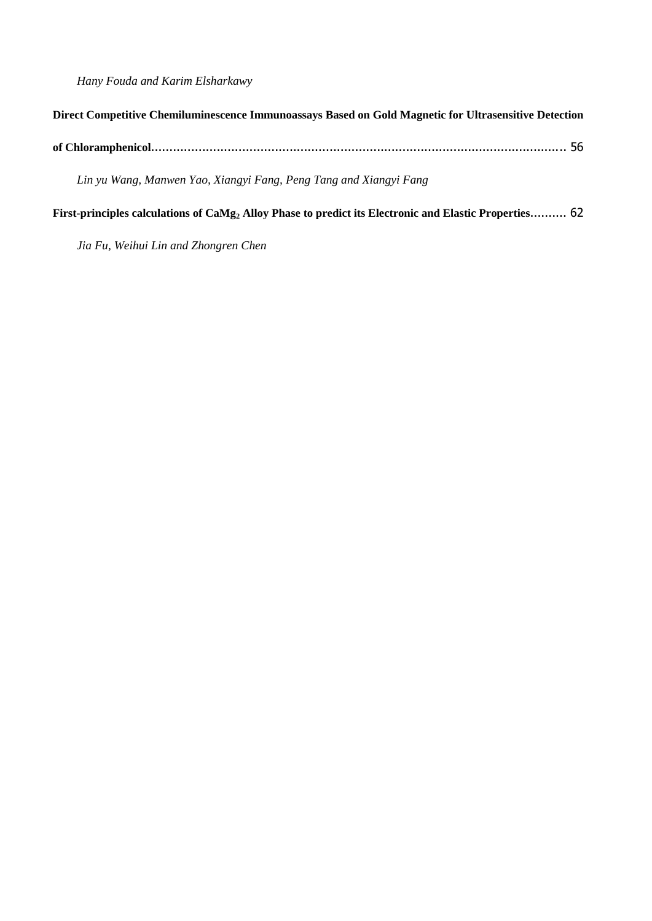*Hany Fouda and Karim Elsharkawy*

**Direct Competitive Chemiluminescence Immunoassays Based on Gold Magnetic for Ultrasensitive Detection of Chloramphenicol**…………………………………………………………………………………………………… 56

*Lin yu Wang, Manwen Yao, Xiangyi Fang, Peng Tang and Xiangyi Fang*

**First-principles calculations of $CaMg_2$ Alloy Phase to predict its Electronic and Elastic Properties**……… 62

*Jia Fu, Weihui Lin and Zhongren Chen*